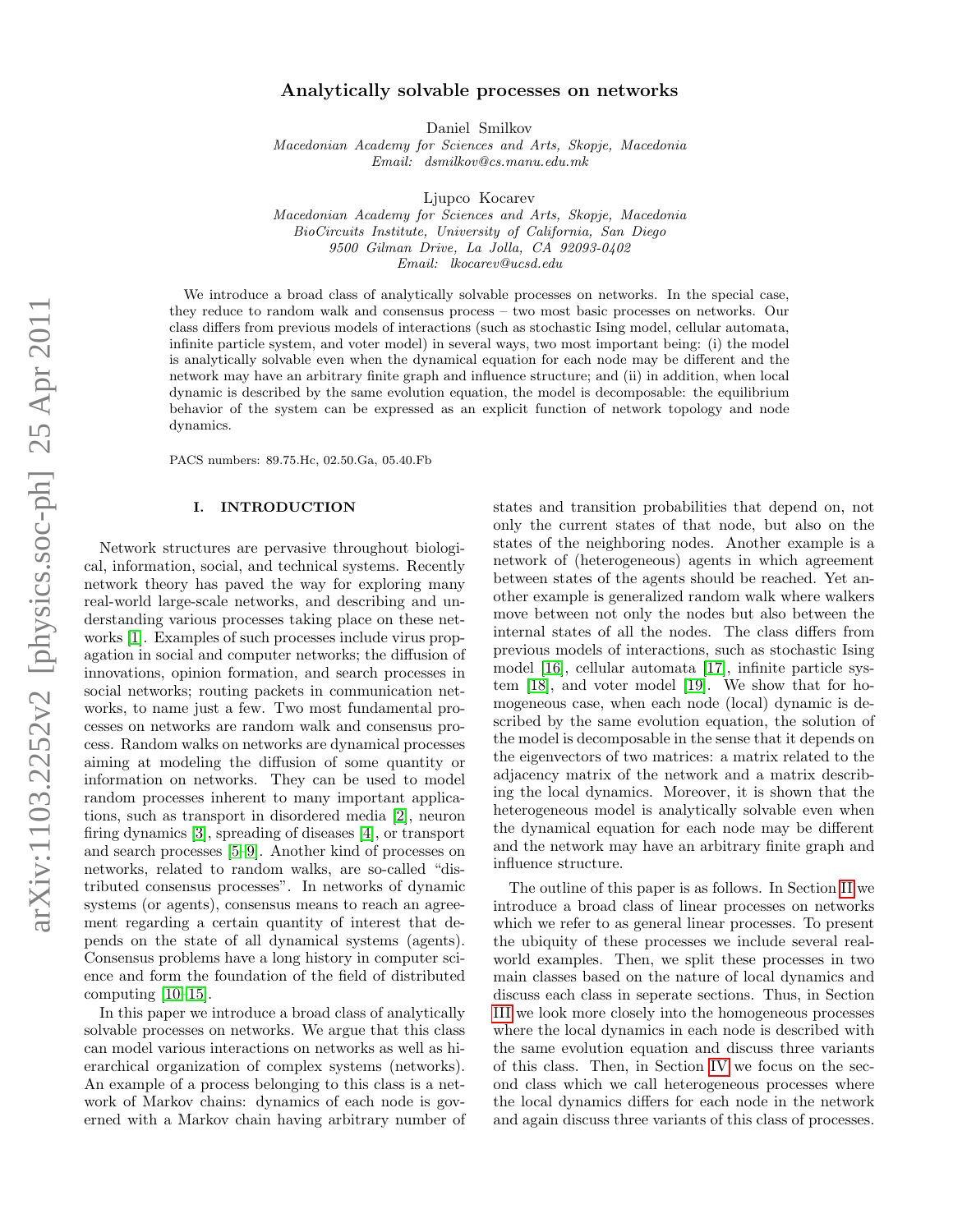# Analytically solvable processes on networks

Daniel Smilkov

*Macedonian Academy for Sciences and Arts, Skopje, Macedonia*
*Email: dsmilkov@cs.manu.edu.mk*

Ljupco Kocarev

*Macedonian Academy for Sciences and Arts, Skopje, Macedonia*
*BioCircuits Institute, University of California, San Diego*
*9500 Gilman Drive, La Jolla, CA 92093-0402*
*Email: lkocarev@ucsd.edu*

We introduce a broad class of analytically solvable processes on networks. In the special case, they reduce to random walk and consensus process – two most basic processes on networks. Our class differs from previous models of interactions (such as stochastic Ising model, cellular automata, infinite particle system, and voter model) in several ways, two most important being: (i) the model is analytically solvable even when the dynamical equation for each node may be different and the network may have an arbitrary finite graph and influence structure; and (ii) in addition, when local dynamic is described by the same evolution equation, the model is decomposable: the equilibrium behavior of the system can be expressed as an explicit function of network topology and node dynamics.

PACS numbers: 89.75.Hc, 02.50.Ga, 05.40.Fb

## I. INTRODUCTION

Network structures are pervasive throughout biological, information, social, and technical systems. Recently network theory has paved the way for exploring many real-world large-scale networks, and describing and understanding various processes taking place on these networks [1]. Examples of such processes include virus propagation in social and computer networks; the diffusion of innovations, opinion formation, and search processes in social networks; routing packets in communication networks, to name just a few. Two most fundamental processes on networks are random walk and consensus process. Random walks on networks are dynamical processes aiming at modeling the diffusion of some quantity or information on networks. They can be used to model random processes inherent to many important applications, such as transport in disordered media [2], neuron firing dynamics [3], spreading of diseases [4], or transport and search processes [5–9]. Another kind of processes on networks, related to random walks, are so-called "distributed consensus processes". In networks of dynamic systems (or agents), consensus means to reach an agreement regarding a certain quantity of interest that depends on the state of all dynamical systems (agents). Consensus problems have a long history in computer science and form the foundation of the field of distributed computing [10–15].

In this paper we introduce a broad class of analytically solvable processes on networks. We argue that this class can model various interactions on networks as well as hierarchical organization of complex systems (networks). An example of a process belonging to this class is a network of Markov chains: dynamics of each node is governed with a Markov chain having arbitrary number of states and transition probabilities that depend on, not only the current states of that node, but also on the states of the neighboring nodes. Another example is a network of (heterogeneous) agents in which agreement between states of the agents should be reached. Yet another example is generalized random walk where walkers move between not only the nodes but also between the internal states of all the nodes. The class differs from previous models of interactions, such as stochastic Ising model [16], cellular automata [17], infinite particle system [18], and voter model [19]. We show that for homogeneous case, when each node (local) dynamic is described by the same evolution equation, the solution of the model is decomposable in the sense that it depends on the eigenvectors of two matrices: a matrix related to the adjacency matrix of the network and a matrix describing the local dynamics. Moreover, it is shown that the heterogeneous model is analytically solvable even when the dynamical equation for each node may be different and the network may have an arbitrary finite graph and influence structure.

The outline of this paper is as follows. In Section II we introduce a broad class of linear processes on networks which we refer to as general linear processes. To present the ubiquity of these processes we include several real-world examples. Then, we split these processes in two main classes based on the nature of local dynamics and discuss each class in seperate sections. Thus, in Section III we look more closely into the homogeneous processes where the local dynamics in each node is described with the same evolution equation and discuss three variants of this class. Then, in Section IV we focus on the second class which we call heterogeneous processes where the local dynamics differs for each node in the network and again discuss three variants of this class of processes.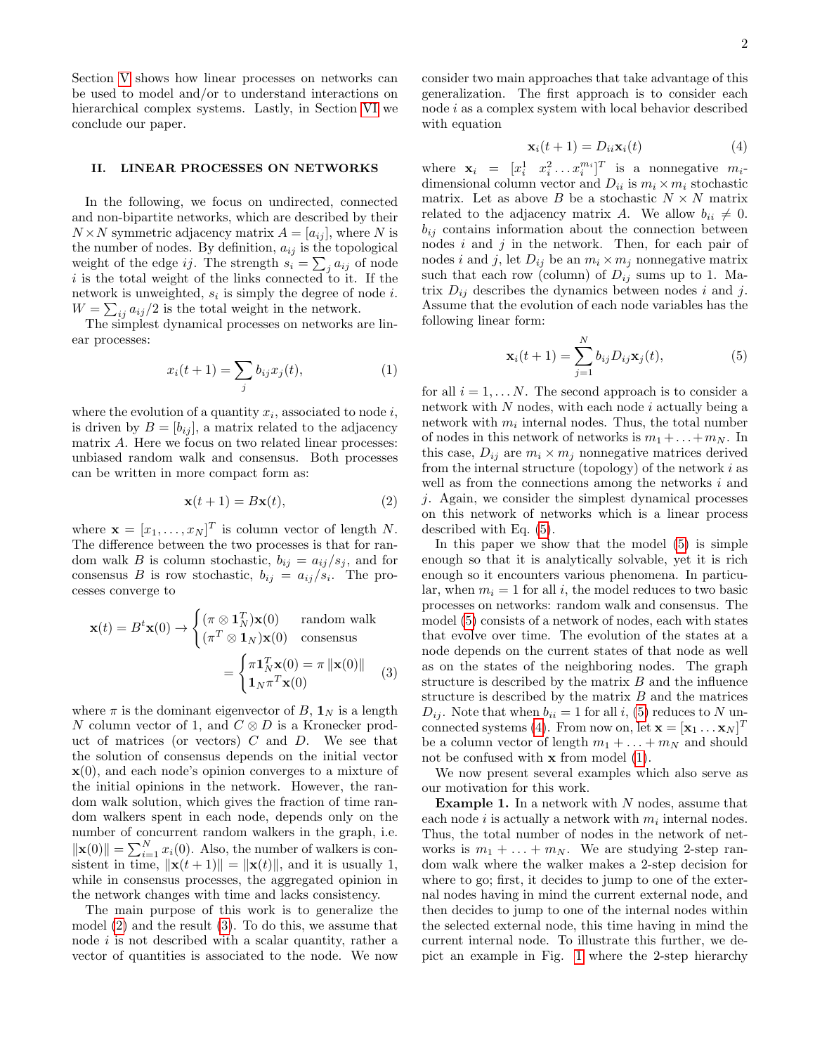Section V shows how linear processes on networks can be used to model and/or to understand interactions on hierarchical complex systems. Lastly, in Section VI we conclude our paper.

## II. LINEAR PROCESSES ON NETWORKS

In the following, we focus on undirected, connected and non-bipartite networks, which are described by their $N \times N$ symmetric adjacency matrix $A = [a_{ij}]$, where $N$ is the number of nodes. By definition, $a_{ij}$ is the topological weight of the edge $ij$. The strength $s_i = \sum_j a_{ij}$ of node $i$ is the total weight of the links connected to it. If the network is unweighted, $s_i$ is simply the degree of node $i$. $W = \sum_{ij} a_{ij}/2$ is the total weight in the network.

The simplest dynamical processes on networks are linear processes:

$$x_i(t+1) = \sum_j b_{ij} x_j(t), \tag{1}$$

where the evolution of a quantity $x_i$, associated to node $i$, is driven by $B = [b_{ij}]$, a matrix related to the adjacency matrix $A$. Here we focus on two related linear processes: unbiased random walk and consensus. Both processes can be written in more compact form as:

$$\mathbf{x}(t+1) = B\mathbf{x}(t), \tag{2}$$

where $\mathbf{x} = [x_1, \ldots, x_N]^T$ is column vector of length $N$. The difference between the two processes is that for random walk $B$ is column stochastic, $b_{ij} = a_{ij}/s_j$, and for consensus $B$ is row stochastic, $b_{ij} = a_{ij}/s_i$. The processes converge to

$$\mathbf{x}(t) = B^t \mathbf{x}(0) \to \begin{cases} (\pi \otimes \mathbf{1}_N^T)\mathbf{x}(0) & \text{random walk} \\ (\pi^T \otimes \mathbf{1}_N)\mathbf{x}(0) & \text{consensus} \end{cases}$$
$$= \begin{cases} \pi \mathbf{1}_N^T \mathbf{x}(0) = \pi \, \|\mathbf{x}(0)\| \\ \mathbf{1}_N \pi^T \mathbf{x}(0) \end{cases} \tag{3}$$

where $\pi$ is the dominant eigenvector of $B$, $\mathbf{1}_N$ is a length $N$ column vector of 1, and $C \otimes D$ is a Kronecker product of matrices (or vectors) $C$ and $D$. We see that the solution of consensus depends on the initial vector $\mathbf{x}(0)$, and each node's opinion converges to a mixture of the initial opinions in the network. However, the random walk solution, which gives the fraction of time random walkers spent in each node, depends only on the number of concurrent random walkers in the graph, i.e. $\|\mathbf{x}(0)\| = \sum_{i=1}^N x_i(0)$. Also, the number of walkers is consistent in time, $\|\mathbf{x}(t+1)\| = \|\mathbf{x}(t)\|$, and it is usually 1, while in consensus processes, the aggregated opinion in the network changes with time and lacks consistency.

The main purpose of this work is to generalize the model (2) and the result (3). To do this, we assume that node $i$ is not described with a scalar quantity, rather a vector of quantities is associated to the node. We now consider two main approaches that take advantage of this generalization. The first approach is to consider each node $i$ as a complex system with local behavior described with equation

$$\mathbf{x}_i(t+1) = D_{ii}\mathbf{x}_i(t) \tag{4}$$

where $\mathbf{x}_i = [x_i^1 \;\; x_i^2 \ldots x_i^{m_i}]^T$ is a nonnegative $m_i$-dimensional column vector and $D_{ii}$ is $m_i \times m_i$ stochastic matrix. Let as above $B$ be a stochastic $N \times N$ matrix related to the adjacency matrix $A$. We allow $b_{ii} \neq 0$. $b_{ij}$ contains information about the connection between nodes $i$ and $j$ in the network. Then, for each pair of nodes $i$ and $j$, let $D_{ij}$ be an $m_i \times m_j$ nonnegative matrix such that each row (column) of $D_{ij}$ sums up to 1. Matrix $D_{ij}$ describes the dynamics between nodes $i$ and $j$. Assume that the evolution of each node variables has the following linear form:

$$\mathbf{x}_i(t+1) = \sum_{j=1}^N b_{ij} D_{ij} \mathbf{x}_j(t), \tag{5}$$

for all $i = 1, \ldots N$. The second approach is to consider a network with $N$ nodes, with each node $i$ actually being a network with $m_i$ internal nodes. Thus, the total number of nodes in this network of networks is $m_1 + \ldots + m_N$. In this case, $D_{ij}$ are $m_i \times m_j$ nonnegative matrices derived from the internal structure (topology) of the network $i$ as well as from the connections among the networks $i$ and $j$. Again, we consider the simplest dynamical processes on this network of networks which is a linear process described with Eq. (5).

In this paper we show that the model (5) is simple enough so that it is analytically solvable, yet it is rich enough so it encounters various phenomena. In particular, when $m_i = 1$ for all $i$, the model reduces to two basic processes on networks: random walk and consensus. The model (5) consists of a network of nodes, each with states that evolve over time. The evolution of the states at a node depends on the current states of that node as well as on the states of the neighboring nodes. The graph structure is described by the matrix $B$ and the influence structure is described by the matrix $B$ and the matrices $D_{ij}$. Note that when $b_{ii} = 1$ for all $i$, (5) reduces to $N$ unconnected systems (4). From now on, let $\mathbf{x} = [\mathbf{x}_1 \ldots \mathbf{x}_N]^T$ be a column vector of length $m_1 + \ldots + m_N$ and should not be confused with $\mathbf{x}$ from model (1).

We now present several examples which also serve as our motivation for this work.

**Example 1.** In a network with $N$ nodes, assume that each node $i$ is actually a network with $m_i$ internal nodes. Thus, the total number of nodes in the network of networks is $m_1 + \ldots + m_N$. We are studying 2-step random walk where the walker makes a 2-step decision for where to go; first, it decides to jump to one of the external nodes having in mind the current external node, and then decides to jump to one of the internal nodes within the selected external node, this time having in mind the current internal node. To illustrate this further, we depict an example in Fig. 1 where the 2-step hierarchy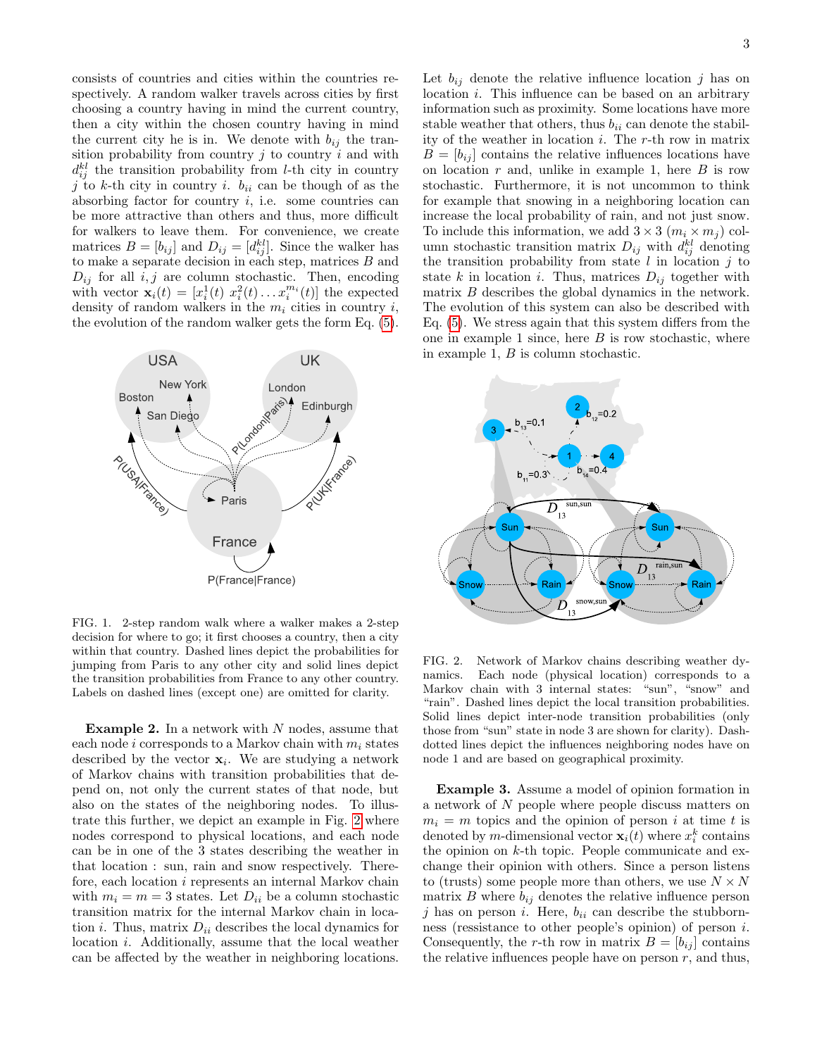consists of countries and cities within the countries respectively. A random walker travels across cities by first choosing a country having in mind the current country, then a city within the chosen country having in mind the current city he is in. We denote with $b_{ij}$ the transition probability from country $j$ to country $i$ and with $d_{ij}^{kl}$ the transition probability from $l$-th city in country $j$ to $k$-th city in country $i$. $b_{ii}$ can be though of as the absorbing factor for country $i$, i.e. some countries can be more attractive than others and thus, more difficult for walkers to leave them. For convenience, we create matrices $B = [b_{ij}]$ and $D_{ij} = [d_{ij}^{kl}]$. Since the walker has to make a separate decision in each step, matrices $B$ and $D_{ij}$ for all $i, j$ are column stochastic. Then, encoding with vector $\mathbf{x}_i(t) = [x_i^1(t)\ x_i^2(t) \dots x_i^{m_i}(t)]$ the expected density of random walkers in the $m_i$ cities in country $i$, the evolution of the random walker gets the form Eq. (5).

FIG. 1. 2-step random walk where a walker makes a 2-step decision for where to go; it first chooses a country, then a city within that country. Dashed lines depict the probabilities for jumping from Paris to any other city and solid lines depict the transition probabilities from France to any other country. Labels on dashed lines (except one) are omitted for clarity.

**Example 2.** In a network with $N$ nodes, assume that each node $i$ corresponds to a Markov chain with $m_i$ states described by the vector $\mathbf{x}_i$. We are studying a network of Markov chains with transition probabilities that depend on, not only the current states of that node, but also on the states of the neighboring nodes. To illustrate this further, we depict an example in Fig. 2 where nodes correspond to physical locations, and each node can be in one of the 3 states describing the weather in that location : sun, rain and snow respectively. Therefore, each location $i$ represents an internal Markov chain with $m_i = m = 3$ states. Let $D_{ii}$ be a column stochastic transition matrix for the internal Markov chain in location $i$. Thus, matrix $D_{ii}$ describes the local dynamics for location $i$. Additionally, assume that the local weather can be affected by the weather in neighboring locations. Let $b_{ij}$ denote the relative influence location $j$ has on location $i$. This influence can be based on an arbitrary information such as proximity. Some locations have more stable weather that others, thus $b_{ii}$ can denote the stability of the weather in location $i$. The $r$-th row in matrix $B = [b_{ij}]$ contains the relative influences locations have on location $r$ and, unlike in example 1, here $B$ is row stochastic. Furthermore, it is not uncommon to think for example that snowing in a neighboring location can increase the local probability of rain, and not just snow. To include this information, we add $3 \times 3$ ($m_i \times m_j$) column stochastic transition matrix $D_{ij}$ with $d_{ij}^{kl}$ denoting the transition probability from state $l$ in location $j$ to state $k$ in location $i$. Thus, matrices $D_{ij}$ together with matrix $B$ describes the global dynamics in the network. The evolution of this system can also be described with Eq. (5). We stress again that this system differs from the one in example 1 since, here $B$ is row stochastic, where in example 1, $B$ is column stochastic.

FIG. 2. Network of Markov chains describing weather dynamics. Each node (physical location) corresponds to a Markov chain with 3 internal states: "sun", "snow" and "rain". Dashed lines depict the local transition probabilities. Solid lines depict inter-node transition probabilities (only those from "sun" state in node 3 are shown for clarity). Dash-dotted lines depict the influences neighboring nodes have on node 1 and are based on geographical proximity.

**Example 3.** Assume a model of opinion formation in a network of $N$ people where people discuss matters on $m_i = m$ topics and the opinion of person $i$ at time $t$ is denoted by $m$-dimensional vector $\mathbf{x}_i(t)$ where $x_i^k$ contains the opinion on $k$-th topic. People communicate and exchange their opinion with others. Since a person listens to (trusts) some people more than others, we use $N \times N$ matrix $B$ where $b_{ij}$ denotes the relative influence person $j$ has on person $i$. Here, $b_{ii}$ can describe the stubbornness (ressistance to other people's opinion) of person $i$. Consequently, the $r$-th row in matrix $B = [b_{ij}]$ contains the relative influences people have on person $r$, and thus,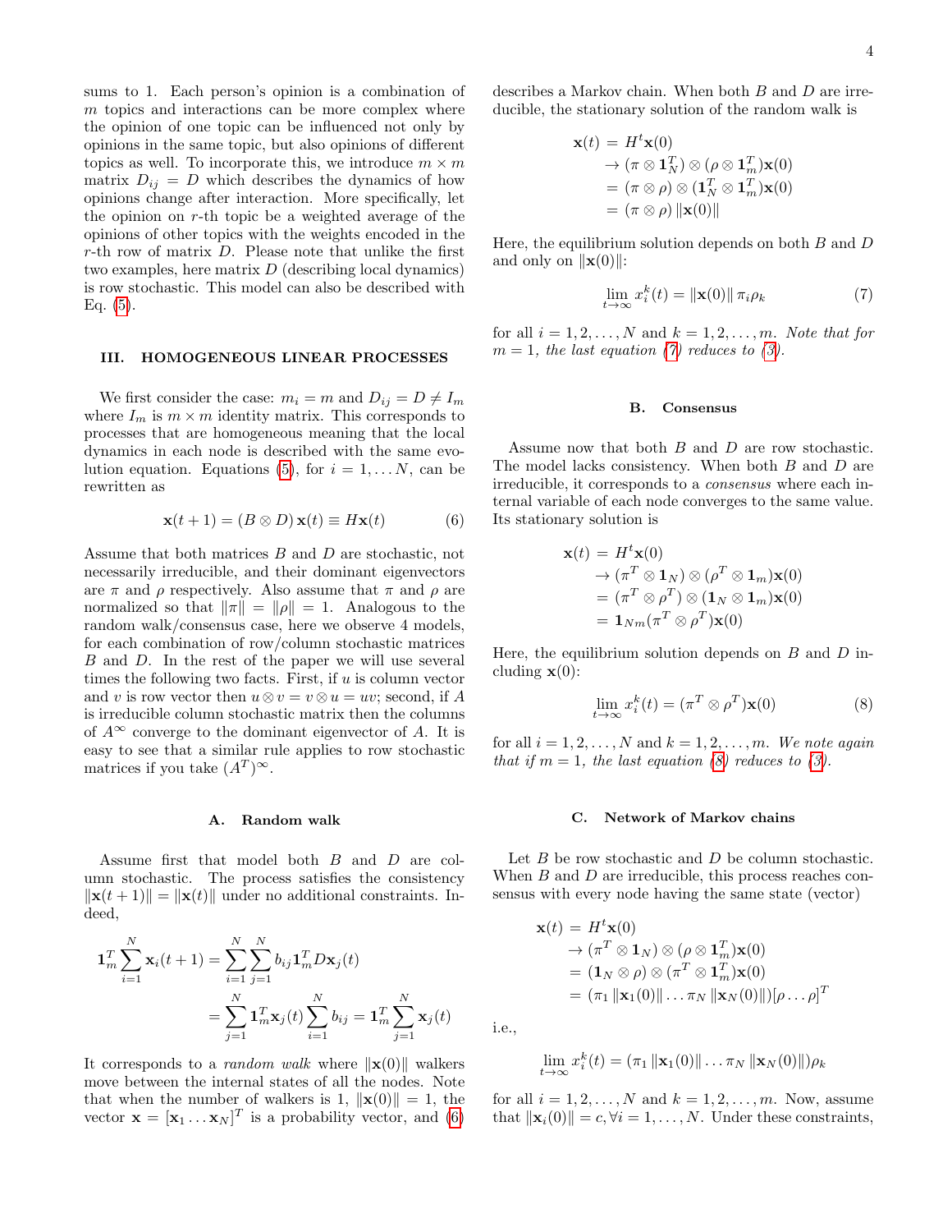sums to 1. Each person's opinion is a combination of $m$ topics and interactions can be more complex where the opinion of one topic can be influenced not only by opinions in the same topic, but also opinions of different topics as well. To incorporate this, we introduce $m \times m$ matrix $D_{ij} = D$ which describes the dynamics of how opinions change after interaction. More specifically, let the opinion on $r$-th topic be a weighted average of the opinions of other topics with the weights encoded in the $r$-th row of matrix $D$. Please note that unlike the first two examples, here matrix $D$ (describing local dynamics) is row stochastic. This model can also be described with Eq. (5).

## III. HOMOGENEOUS LINEAR PROCESSES

We first consider the case: $m_i = m$ and $D_{ij} = D \neq I_m$ where $I_m$ is $m \times m$ identity matrix. This corresponds to processes that are homogeneous meaning that the local dynamics in each node is described with the same evolution equation. Equations (5), for $i = 1, \dots N$, can be rewritten as

$$\mathbf{x}(t+1) = (B \otimes D)\,\mathbf{x}(t) \equiv H\mathbf{x}(t) \tag{6}$$

Assume that both matrices $B$ and $D$ are stochastic, not necessarily irreducible, and their dominant eigenvectors are $\pi$ and $\rho$ respectively. Also assume that $\pi$ and $\rho$ are normalized so that $\|\pi\| = \|\rho\| = 1$. Analogous to the random walk/consensus case, here we observe 4 models, for each combination of row/column stochastic matrices $B$ and $D$. In the rest of the paper we will use several times the following two facts. First, if $u$ is column vector and $v$ is row vector then $u \otimes v = v \otimes u = uv$; second, if $A$ is irreducible column stochastic matrix then the columns of $A^\infty$ converge to the dominant eigenvector of $A$. It is easy to see that a similar rule applies to row stochastic matrices if you take $(A^T)^\infty$.

### A. Random walk

Assume first that model both $B$ and $D$ are column stochastic. The process satisfies the consistency $\|\mathbf{x}(t+1)\| = \|\mathbf{x}(t)\|$ under no additional constraints. Indeed,

$$\begin{aligned}\mathbf{1}_m^T \sum_{i=1}^{N} \mathbf{x}_i(t+1) &= \sum_{i=1}^{N}\sum_{j=1}^{N} b_{ij} \mathbf{1}_m^T D \mathbf{x}_j(t) \\ &= \sum_{j=1}^{N} \mathbf{1}_m^T \mathbf{x}_j(t) \sum_{i=1}^{N} b_{ij} = \mathbf{1}_m^T \sum_{j=1}^{N} \mathbf{x}_j(t)\end{aligned}$$

It corresponds to a *random walk* where $\|\mathbf{x}(0)\|$ walkers move between the internal states of all the nodes. Note that when the number of walkers is 1, $\|\mathbf{x}(0)\| = 1$, the vector $\mathbf{x} = [\mathbf{x}_1 \dots \mathbf{x}_N]^T$ is a probability vector, and (6) describes a Markov chain. When both $B$ and $D$ are irreducible, the stationary solution of the random walk is

$$\begin{aligned}\mathbf{x}(t) &= H^t \mathbf{x}(0) \\ &\to (\pi \otimes \mathbf{1}_N^T) \otimes (\rho \otimes \mathbf{1}_m^T)\mathbf{x}(0) \\ &= (\pi \otimes \rho) \otimes (\mathbf{1}_N^T \otimes \mathbf{1}_m^T)\mathbf{x}(0) \\ &= (\pi \otimes \rho)\,\|\mathbf{x}(0)\|\end{aligned}$$

Here, the equilibrium solution depends on both $B$ and $D$ and only on $\|\mathbf{x}(0)\|$:

$$\lim_{t\to\infty} x_i^k(t) = \|\mathbf{x}(0)\|\,\pi_i \rho_k \tag{7}$$

for all $i = 1, 2, \dots, N$ and $k = 1, 2, \dots, m$. *Note that for $m = 1$, the last equation (7) reduces to (3).*

### B. Consensus

Assume now that both $B$ and $D$ are row stochastic. The model lacks consistency. When both $B$ and $D$ are irreducible, it corresponds to a *consensus* where each internal variable of each node converges to the same value. Its stationary solution is

$$\begin{aligned}\mathbf{x}(t) &= H^t \mathbf{x}(0) \\ &\to (\pi^T \otimes \mathbf{1}_N) \otimes (\rho^T \otimes \mathbf{1}_m)\mathbf{x}(0) \\ &= (\pi^T \otimes \rho^T) \otimes (\mathbf{1}_N \otimes \mathbf{1}_m)\mathbf{x}(0) \\ &= \mathbf{1}_{Nm}(\pi^T \otimes \rho^T)\mathbf{x}(0)\end{aligned}$$

Here, the equilibrium solution depends on $B$ and $D$ including $\mathbf{x}(0)$:

$$\lim_{t\to\infty} x_i^k(t) = (\pi^T \otimes \rho^T)\mathbf{x}(0) \tag{8}$$

for all $i = 1, 2, \dots, N$ and $k = 1, 2, \dots, m$. *We note again that if $m = 1$, the last equation (8) reduces to (3).*

### C. Network of Markov chains

Let $B$ be row stochastic and $D$ be column stochastic. When $B$ and $D$ are irreducible, this process reaches consensus with every node having the same state (vector)

$$\begin{aligned}\mathbf{x}(t) &= H^t \mathbf{x}(0) \\ &\to (\pi^T \otimes \mathbf{1}_N) \otimes (\rho \otimes \mathbf{1}_m^T)\mathbf{x}(0) \\ &= (\mathbf{1}_N \otimes \rho) \otimes (\pi^T \otimes \mathbf{1}_m^T)\mathbf{x}(0) \\ &= (\pi_1 \|\mathbf{x}_1(0)\| \dots \pi_N \|\mathbf{x}_N(0)\|)[\rho \dots \rho]^T\end{aligned}$$

i.e.,

$$\lim_{t\to\infty} x_i^k(t) = (\pi_1 \|\mathbf{x}_1(0)\| \dots \pi_N \|\mathbf{x}_N(0)\|)\rho_k$$

for all $i = 1, 2, \dots, N$ and $k = 1, 2, \dots, m$. Now, assume that $\|\mathbf{x}_i(0)\| = c, \forall i = 1, \dots, N$. Under these constraints,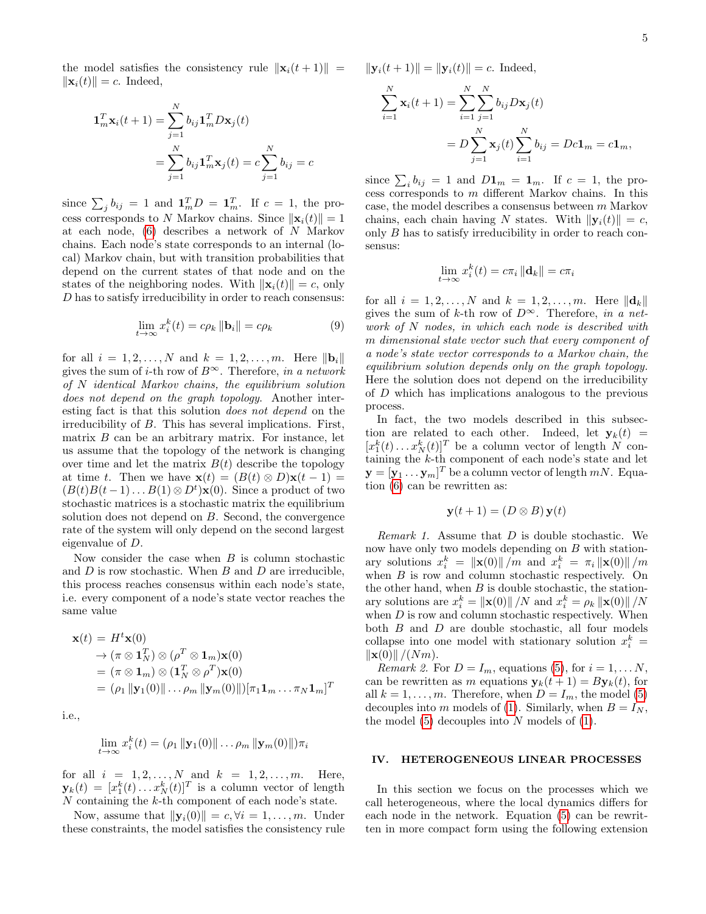the model satisfies the consistency rule $\|\mathbf{x}_i(t+1)\| = \|\mathbf{x}_i(t)\| = c$. Indeed,

$$
\begin{aligned}
\mathbf{1}_m^T \mathbf{x}_i(t+1) &= \sum_{j=1}^{N} b_{ij} \mathbf{1}_m^T D \mathbf{x}_j(t) \\
&= \sum_{j=1}^{N} b_{ij} \mathbf{1}_m^T \mathbf{x}_j(t) = c \sum_{j=1}^{N} b_{ij} = c
\end{aligned}
$$

since $\sum_j b_{ij} = 1$ and $\mathbf{1}_m^T D = \mathbf{1}_m^T$. If $c = 1$, the process corresponds to $N$ Markov chains. Since $\|\mathbf{x}_i(t)\| = 1$ at each node, (6) describes a network of $N$ Markov chains. Each node's state corresponds to an internal (local) Markov chain, but with transition probabilities that depend on the current states of that node and on the states of the neighboring nodes. With $\|\mathbf{x}_i(t)\| = c$, only $D$ has to satisfy irreducibility in order to reach consensus:

$$
\lim_{t\to\infty} x_i^k(t) = c\rho_k \|\mathbf{b}_i\| = c\rho_k \tag{9}
$$

for all $i = 1, 2, \ldots, N$ and $k = 1, 2, \ldots, m$. Here $\|\mathbf{b}_i\|$ gives the sum of $i$-th row of $B^\infty$. Therefore, *in a network of $N$ identical Markov chains, the equilibrium solution does not depend on the graph topology.* Another interesting fact is that this solution *does not depend* on the irreducibility of $B$. This has several implications. First, matrix $B$ can be an arbitrary matrix. For instance, let us assume that the topology of the network is changing over time and let the matrix $B(t)$ describe the topology at time $t$. Then we have $\mathbf{x}(t) = (B(t) \otimes D)\mathbf{x}(t-1) = (B(t)B(t-1)\ldots B(1) \otimes D^t)\mathbf{x}(0)$. Since a product of two stochastic matrices is a stochastic matrix the equilibrium solution does not depend on $B$. Second, the convergence rate of the system will only depend on the second largest eigenvalue of $D$.

Now consider the case when $B$ is column stochastic and $D$ is row stochastic. When $B$ and $D$ are irreducible, this process reaches consensus within each node's state, i.e. every component of a node's state vector reaches the same value

$$
\begin{aligned}
\mathbf{x}(t) &= H^t \mathbf{x}(0) \\
&\to (\pi \otimes \mathbf{1}_N^T) \otimes (\rho^T \otimes \mathbf{1}_m)\mathbf{x}(0) \\
&= (\pi \otimes \mathbf{1}_m) \otimes (\mathbf{1}_N^T \otimes \rho^T)\mathbf{x}(0) \\
&= (\rho_1 \|\mathbf{y}_1(0)\| \ldots \rho_m \|\mathbf{y}_m(0)\|)[\pi_1 \mathbf{1}_m \ldots \pi_N \mathbf{1}_m]^T
\end{aligned}
$$

i.e.,

$$
\lim_{t\to\infty} x_i^k(t) = (\rho_1 \|\mathbf{y}_1(0)\| \ldots \rho_m \|\mathbf{y}_m(0)\|)\pi_i
$$

for all $i = 1, 2, \ldots, N$ and $k = 1, 2, \ldots, m$. Here, $\mathbf{y}_k(t) = [x_1^k(t) \ldots x_N^k(t)]^T$ is a column vector of length $N$ containing the $k$-th component of each node's state.

Now, assume that $\|\mathbf{y}_i(0)\| = c, \forall i = 1, \ldots, m$. Under these constraints, the model satisfies the consistency rule $\|\mathbf{y}_i(t+1)\| = \|\mathbf{y}_i(t)\| = c$. Indeed,

$$
\begin{aligned}
\sum_{i=1}^{N} \mathbf{x}_i(t+1) &= \sum_{i=1}^{N} \sum_{j=1}^{N} b_{ij} D \mathbf{x}_j(t) \\
&= D \sum_{j=1}^{N} \mathbf{x}_j(t) \sum_{i=1}^{N} b_{ij} = Dc\mathbf{1}_m = c\mathbf{1}_m,
\end{aligned}
$$

since $\sum_i b_{ij} = 1$ and $D\mathbf{1}_m = \mathbf{1}_m$. If $c = 1$, the process corresponds to $m$ different Markov chains. In this case, the model describes a consensus between $m$ Markov chains, each chain having $N$ states. With $\|\mathbf{y}_i(t)\| = c$, only $B$ has to satisfy irreducibility in order to reach consensus:

$$
\lim_{t\to\infty} x_i^k(t) = c\pi_i \|\mathbf{d}_k\| = c\pi_i
$$

for all $i = 1, 2, \ldots, N$ and $k = 1, 2, \ldots, m$. Here $\|\mathbf{d}_k\|$ gives the sum of $k$-th row of $D^\infty$. Therefore, *in a network of $N$ nodes, in which each node is described with $m$ dimensional state vector such that every component of a node's state vector corresponds to a Markov chain, the equilibrium solution depends only on the graph topology.* Here the solution does not depend on the irreducibility of $D$ which has implications analogous to the previous process.

In fact, the two models described in this subsection are related to each other. Indeed, let $\mathbf{y}_k(t) = [x_1^k(t) \ldots x_N^k(t)]^T$ be a column vector of length $N$ containing the $k$-th component of each node's state and let $\mathbf{y} = [\mathbf{y}_1 \ldots \mathbf{y}_m]^T$ be a column vector of length $mN$. Equation (6) can be rewritten as:

$$
\mathbf{y}(t+1) = (D \otimes B)\,\mathbf{y}(t)
$$

*Remark 1.* Assume that $D$ is double stochastic. We now have only two models depending on $B$ with stationary solutions $x_i^k = \|\mathbf{x}(0)\|/m$ and $x_i^k = \pi_i \|\mathbf{x}(0)\|/m$ when $B$ is row and column stochastic respectively. On the other hand, when $B$ is double stochastic, the stationary solutions are $x_i^k = \|\mathbf{x}(0)\|/N$ and $x_i^k = \rho_k \|\mathbf{x}(0)\|/N$ when $D$ is row and column stochastic respectively. When both $B$ and $D$ are double stochastic, all four models collapse into one model with stationary solution $x_i^k = \|\mathbf{x}(0)\|/(Nm)$.

*Remark 2.* For $D = I_m$, equations (5), for $i = 1, \ldots N$, can be rewritten as $m$ equations $\mathbf{y}_k(t+1) = B\mathbf{y}_k(t)$, for all $k = 1, \ldots, m$. Therefore, when $D = I_m$, the model (5) decouples into $m$ models of (1). Similarly, when $B = I_N$, the model (5) decouples into $N$ models of (1).

## IV. HETEROGENEOUS LINEAR PROCESSES

In this section we focus on the processes which we call heterogeneous, where the local dynamics differs for each node in the network. Equation (5) can be rewritten in more compact form using the following extension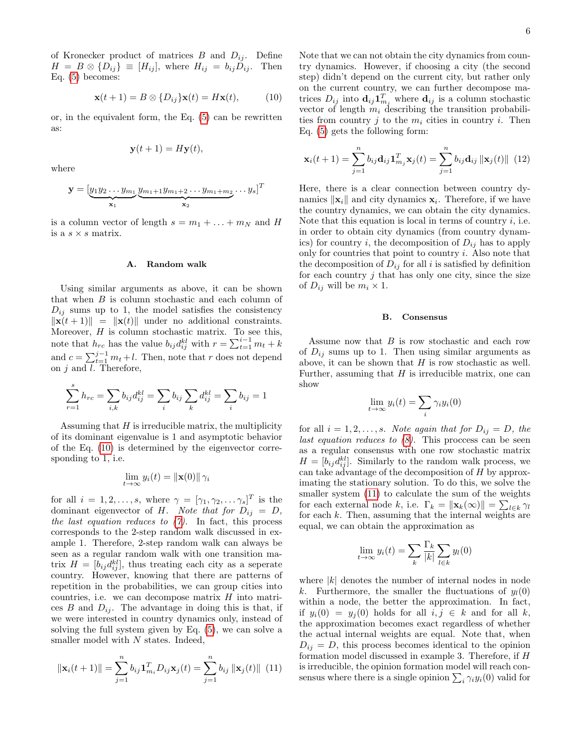of Kronecker product of matrices $B$ and $D_{ij}$. Define $H = B \otimes \{D_{ij}\} \equiv [H_{ij}]$, where $H_{ij} = b_{ij} D_{ij}$. Then Eq. (5) becomes:

$$\mathbf{x}(t+1) = B \otimes \{D_{ij}\} \mathbf{x}(t) = H\mathbf{x}(t), \tag{10}$$

or, in the equivalent form, the Eq. (5) can be rewritten as:

$$\mathbf{y}(t+1) = H\mathbf{y}(t),$$

where

$$\mathbf{y} = [\underbrace{y_1 y_2 \ldots y_{m_1}}_{\mathbf{x}_1} \underbrace{y_{m_1+1} y_{m_1+2} \ldots y_{m_1+m_2}}_{\mathbf{x}_2} \ldots y_s]^T$$

is a column vector of length $s = m_1 + \ldots + m_N$ and $H$ is a $s \times s$ matrix.

### A. Random walk

Using similar arguments as above, it can be shown that when $B$ is column stochastic and each column of $D_{ij}$ sums up to 1, the model satisfies the consistency $\|\mathbf{x}(t+1)\| = \|\mathbf{x}(t)\|$ under no additional constraints. Moreover, $H$ is column stochastic matrix. To see this, note that $h_{rc}$ has the value $b_{ij} d_{ij}^{kl}$ with $r = \sum_{t=1}^{i-1} m_t + k$ and $c = \sum_{t=1}^{j-1} m_t + l$. Then, note that $r$ does not depend on $j$ and $l$. Therefore,

$$\sum_{r=1}^{s} h_{rc} = \sum_{i,k} b_{ij} d_{ij}^{kl} = \sum_i b_{ij} \sum_k d_{ij}^{kl} = \sum_i b_{ij} = 1$$

Assuming that $H$ is irreducible matrix, the multiplicity of its dominant eigenvalue is 1 and asymptotic behavior of the Eq. (10) is determined by the eigenvector corresponding to 1, i.e.

$$\lim_{t \to \infty} y_i(t) = \|\mathbf{x}(0)\| \, \gamma_i$$

for all $i = 1, 2, \ldots, s$, where $\gamma = [\gamma_1, \gamma_2, \ldots \gamma_s]^T$ is the dominant eigenvector of $H$. *Note that for $D_{ij} = D$, the last equation reduces to (7).* In fact, this process corresponds to the 2-step random walk discussed in example 1. Therefore, 2-step random walk can always be seen as a regular random walk with one transition matrix $H = [b_{ij} d_{ij}^{kl}]$, thus treating each city as a seperate country. However, knowing that there are patterns of repetition in the probabilities, we can group cities into countries, i.e. we can decompose matrix $H$ into matrices $B$ and $D_{ij}$. The advantage in doing this is that, if we were interested in country dynamics only, instead of solving the full system given by Eq. (5), we can solve a smaller model with $N$ states. Indeed,

$$\|\mathbf{x}_i(t+1)\| = \sum_{j=1}^{n} b_{ij} \mathbf{1}_{m_i}^T D_{ij} \mathbf{x}_j(t) = \sum_{j=1}^{n} b_{ij} \|\mathbf{x}_j(t)\| \tag{11}$$

Note that we can not obtain the city dynamics from country dynamics. However, if choosing a city (the second step) didn't depend on the current city, but rather only on the current country, we can further decompose matrices $D_{ij}$ into $\mathbf{d}_{ij} \mathbf{1}_{m_j}^T$ where $\mathbf{d}_{ij}$ is a column stochastic vector of length $m_i$ describing the transition probabilities from country $j$ to the $m_i$ cities in country $i$. Then Eq. (5) gets the following form:

$$\mathbf{x}_i(t+1) = \sum_{j=1}^{n} b_{ij} \mathbf{d}_{ij} \mathbf{1}_{m_j}^T \mathbf{x}_j(t) = \sum_{j=1}^{n} b_{ij} \mathbf{d}_{ij} \|\mathbf{x}_j(t)\| \tag{12}$$

Here, there is a clear connection between country dynamics $\|\mathbf{x}_i\|$ and city dynamics $\mathbf{x}_i$. Therefore, if we have the country dynamics, we can obtain the city dynamics. Note that this equation is local in terms of country $i$, i.e. in order to obtain city dynamics (from country dynamics) for country $i$, the decomposition of $D_{ij}$ has to apply only for countries that point to country $i$. Also note that the decomposition of $D_{ij}$ for all $i$ is satisfied by definition for each country $j$ that has only one city, since the size of $D_{ij}$ will be $m_i \times 1$.

### B. Consensus

Assume now that $B$ is row stochastic and each row of $D_{ij}$ sums up to 1. Then using similar arguments as above, it can be shown that $H$ is row stochastic as well. Further, assuming that $H$ is irreducible matrix, one can show

$$\lim_{t \to \infty} y_i(t) = \sum_i \gamma_i y_i(0)$$

for all $i = 1, 2, \ldots, s$. *Note again that for $D_{ij} = D$, the last equation reduces to (8).* This proccess can be seen as a regular consensus with one row stochastic matrix $H = [b_{ij} d_{ij}^{kl}]$. Similarly to the random walk process, we can take advantage of the decomposition of $H$ by approximating the stationary solution. To do this, we solve the smaller system (11) to calculate the sum of the weights for each external node $k$, i.e. $\Gamma_k = \|\mathbf{x}_k(\infty)\| = \sum_{l \in k} \gamma_l$ for each $k$. Then, assuming that the internal weights are equal, we can obtain the approximation as

$$\lim_{t \to \infty} y_i(t) = \sum_k \frac{\Gamma_k}{|k|} \sum_{l \in k} y_l(0)$$

where $|k|$ denotes the number of internal nodes in node $k$. Furthermore, the smaller the fluctuations of $y_l(0)$ within a node, the better the approximation. In fact, if $y_i(0) = y_j(0)$ holds for all $i, j \in k$ and for all $k$, the approximation becomes exact regardless of whether the actual internal weights are equal. Note that, when $D_{ij} = D$, this process becomes identical to the opinion formation model discussed in example 3. Therefore, if $H$ is irreducible, the opinion formation model will reach consensus where there is a single opinion $\sum_i \gamma_i y_i(0)$ valid for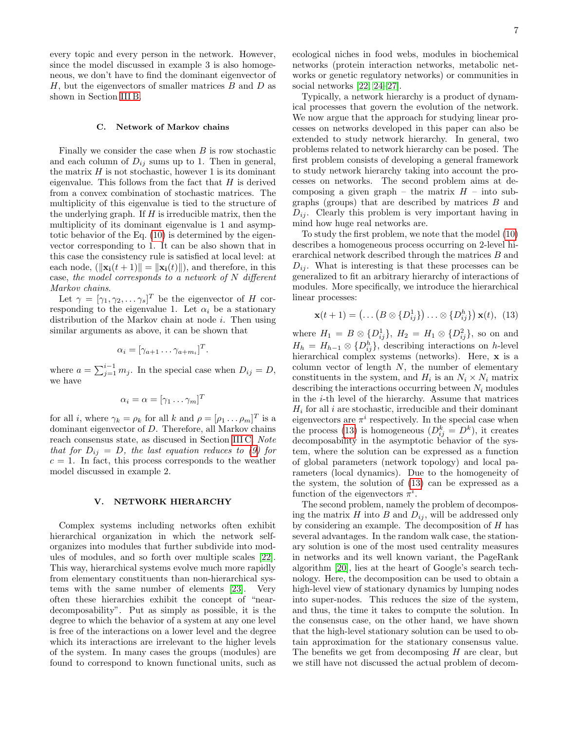every topic and every person in the network. However, since the model discussed in example 3 is also homogeneous, we don't have to find the dominant eigenvector of $H$, but the eigenvectors of smaller matrices $B$ and $D$ as shown in Section III B.

### C. Network of Markov chains

Finally we consider the case when $B$ is row stochastic and each column of $D_{ij}$ sums up to 1. Then in general, the matrix $H$ is not stochastic, however 1 is its dominant eigenvalue. This follows from the fact that $H$ is derived from a convex combination of stochastic matrices. The multiplicity of this eigenvalue is tied to the structure of the underlying graph. If $H$ is irreducible matrix, then the multiplicity of its dominant eigenvalue is 1 and asymptotic behavior of the Eq. (10) is determined by the eigenvector corresponding to 1. It can be also shown that in this case the consistency rule is satisfied at local level: at each node, $(\|\mathbf{x_i}(t+1)\| = \|\mathbf{x_i}(t)\|)$, and therefore, in this case, *the model corresponds to a network of $N$ different Markov chains*.

Let $\gamma = [\gamma_1, \gamma_2, \ldots \gamma_s]^T$ be the eigenvector of $H$ corresponding to the eigenvalue 1. Let $\alpha_i$ be a stationary distribution of the Markov chain at node $i$. Then using similar arguments as above, it can be shown that

$$\alpha_i = [\gamma_{a+1} \ldots \gamma_{a+m_i}]^T.$$

where $a = \sum_{j=1}^{i-1} m_j$. In the special case when $D_{ij} = D$, we have

$$\alpha_i = \alpha = [\gamma_1 \ldots \gamma_m]^T$$

for all $i$, where $\gamma_k = \rho_k$ for all $k$ and $\rho = [\rho_1 \ldots \rho_m]^T$ is a dominant eigenvector of $D$. Therefore, all Markov chains reach consensus state, as discused in Section III C. *Note that for $D_{ij} = D$, the last equation reduces to (9) for $c = 1$.* In fact, this process corresponds to the weather model discussed in example 2.

## V. NETWORK HIERARCHY

Complex systems including networks often exhibit hierarchical organization in which the network self-organizes into modules that further subdivide into modules of modules, and so forth over multiple scales [22]. This way, hierarchical systems evolve much more rapidly from elementary constituents than non-hierarchical systems with the same number of elements [23]. Very often these hierarchies exhibit the concept of "near-decomposability". Put as simply as possible, it is the degree to which the behavior of a system at any one level is free of the interactions on a lower level and the degree which its interactions are irrelevant to the higher levels of the system. In many cases the groups (modules) are found to correspond to known functional units, such as ecological niches in food webs, modules in biochemical networks (protein interaction networks, metabolic networks or genetic regulatory networks) or communities in social networks [22, 24–27].

Typically, a network hierarchy is a product of dynamical processes that govern the evolution of the network. We now argue that the approach for studying linear processes on networks developed in this paper can also be extended to study network hierarchy. In general, two problems related to network hierarchy can be posed. The first problem consists of developing a general framework to study network hierarchy taking into account the processes on networks. The second problem aims at decomposing a given graph – the matrix $H$ – into subgraphs (groups) that are described by matrices $B$ and $D_{ij}$. Clearly this problem is very important having in mind how huge real networks are.

To study the first problem, we note that the model (10) describes a homogeneous process occurring on 2-level hierarchical network described through the matrices $B$ and $D_{ij}$. What is interesting is that these processes can be generalized to fit an arbitrary hierarchy of interactions of modules. More specifically, we introduce the hierarchical linear processes:

$$\mathbf{x}(t+1) = \left(\ldots\left(B \otimes \{D^1_{ij}\}\right)\ldots \otimes \{D^h_{ij}\}\right)\mathbf{x}(t), \quad (13)$$

where $H_1 = B \otimes \{D^1_{ij}\}$, $H_2 = H_1 \otimes \{D^2_{ij}\}$, so on and $H_h = H_{h-1} \otimes \{D^h_{ij}\}$, describing interactions on $h$-level hierarchical complex systems (networks). Here, $\mathbf{x}$ is a column vector of length $N$, the number of elementary constituents in the system, and $H_i$ is an $N_i \times N_i$ matrix describing the interactions occurring between $N_i$ modules in the $i$-th level of the hierarchy. Assume that matrices $H_i$ for all $i$ are stochastic, irreducible and their dominant eigenvectors are $\pi^i$ respectively. In the special case when the process (13) is homogeneous ($D^k_{ij} = D^k$), it creates decomposability in the asymptotic behavior of the system, where the solution can be expressed as a function of global parameters (network topology) and local parameters (local dynamics). Due to the homogeneity of the system, the solution of (13) can be expressed as a function of the eigenvectors $\pi^i$.

The second problem, namely the problem of decomposing the matrix $H$ into $B$ and $D_{ij}$, will be addressed only by considering an example. The decomposition of $H$ has several advantages. In the random walk case, the stationary solution is one of the most used centrality measures in networks and its well known variant, the PageRank algorithm [20], lies at the heart of Google's search technology. Here, the decomposition can be used to obtain a high-level view of stationary dynamics by lumping nodes into super-nodes. This reduces the size of the system, and thus, the time it takes to compute the solution. In the consensus case, on the other hand, we have shown that the high-level stationary solution can be used to obtain approximation for the stationary consensus value. The benefits we get from decomposing $H$ are clear, but we still have not discussed the actual problem of decom-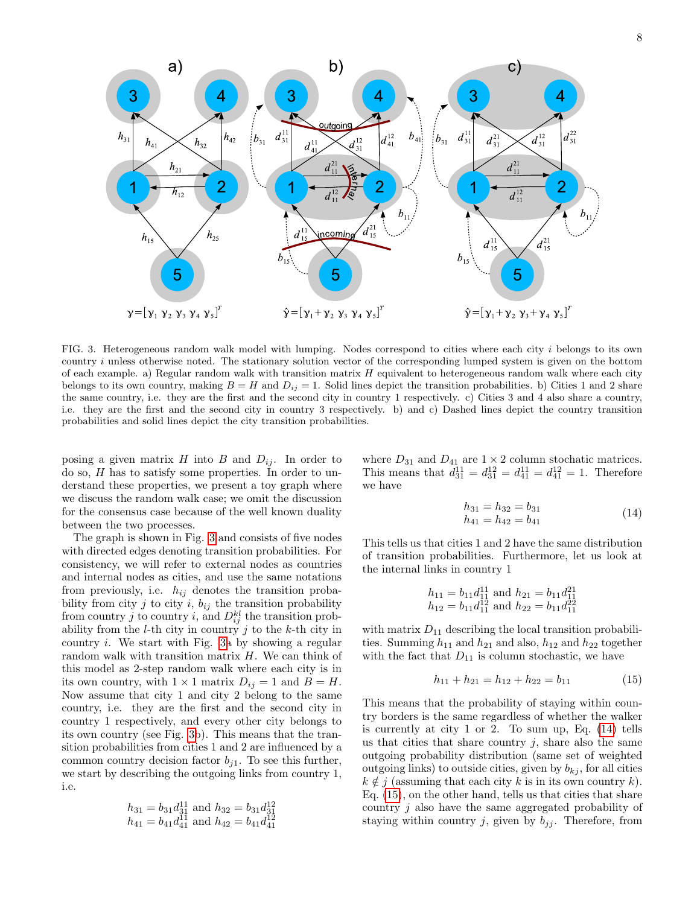FIG. 3. Heterogeneous random walk model with lumping. Nodes correspond to cities where each city $i$ belongs to its own country $i$ unless otherwise noted. The stationary solution vector of the corresponding lumped system is given on the bottom of each example. a) Regular random walk with transition matrix $H$ equivalent to heterogeneous random walk where each city belongs to its own country, making $B = H$ and $D_{ij} = 1$. Solid lines depict the transition probabilities. b) Cities 1 and 2 share the same country, i.e. they are the first and the second city in country 1 respectively. c) Cities 3 and 4 also share a country, i.e. they are the first and the second city in country 3 respectively. b) and c) Dashed lines depict the country transition probabilities and solid lines depict the city transition probabilities.

posing a given matrix $H$ into $B$ and $D_{ij}$. In order to do so, $H$ has to satisfy some properties. In order to understand these properties, we present a toy graph where we discuss the random walk case; we omit the discussion for the consensus case because of the well known duality between the two processes.

The graph is shown in Fig. 3 and consists of five nodes with directed edges denoting transition probabilities. For consistency, we will refer to external nodes as countries and internal nodes as cities, and use the same notations from previously, i.e. $h_{ij}$ denotes the transition probability from city $j$ to city $i$, $b_{ij}$ the transition probability from country $j$ to country $i$, and $D_{ij}^{kl}$ the transition probability from the $l$-th city in country $j$ to the $k$-th city in country $i$. We start with Fig. 3a by showing a regular random walk with transition matrix $H$. We can think of this model as 2-step random walk where each city is in its own country, with $1 \times 1$ matrix $D_{ij} = 1$ and $B = H$. Now assume that city 1 and city 2 belong to the same country, i.e. they are the first and the second city in country 1 respectively, and every other city belongs to its own country (see Fig. 3b). This means that the transition probabilities from cities 1 and 2 are influenced by a common country decision factor $b_{j1}$. To see this further, we start by describing the outgoing links from country 1, i.e.

$$
\begin{aligned}
h_{31} = b_{31} d_{31}^{11} \text{ and } h_{32} = b_{31} d_{31}^{12} \\
h_{41} = b_{41} d_{41}^{11} \text{ and } h_{42} = b_{41} d_{41}^{12}
\end{aligned}
$$

where $D_{31}$ and $D_{41}$ are $1 \times 2$ column stochastic matrices. This means that $d_{31}^{11} = d_{31}^{12} = d_{41}^{11} = d_{41}^{12} = 1$. Therefore we have

$$
\begin{aligned}
h_{31} = h_{32} = b_{31} \\
h_{41} = h_{42} = b_{41}
\end{aligned}
\tag{14}
$$

This tells us that cities 1 and 2 have the same distribution of transition probabilities. Furthermore, let us look at the internal links in country 1

$$
\begin{aligned}
h_{11} = b_{11} d_{11}^{11} \text{ and } h_{21} = b_{11} d_{11}^{21} \\
h_{12} = b_{11} d_{11}^{12} \text{ and } h_{22} = b_{11} d_{11}^{22}
\end{aligned}
$$

with matrix $D_{11}$ describing the local transition probabilities. Summing $h_{11}$ and $h_{21}$ and also, $h_{12}$ and $h_{22}$ together with the fact that $D_{11}$ is column stochastic, we have

$$
h_{11} + h_{21} = h_{12} + h_{22} = b_{11}
\tag{15}
$$

This means that the probability of staying within country borders is the same regardless of whether the walker is currently at city 1 or 2. To sum up, Eq. (14) tells us that cities that share country $j$, share also the same outgoing probability distribution (same set of weighted outgoing links) to outside cities, given by $b_{kj}$, for all cities $k \notin j$ (assuming that each city $k$ is in its own country $k$). Eq. (15), on the other hand, tells us that cities that share country $j$ also have the same aggregated probability of staying within country $j$, given by $b_{jj}$. Therefore, from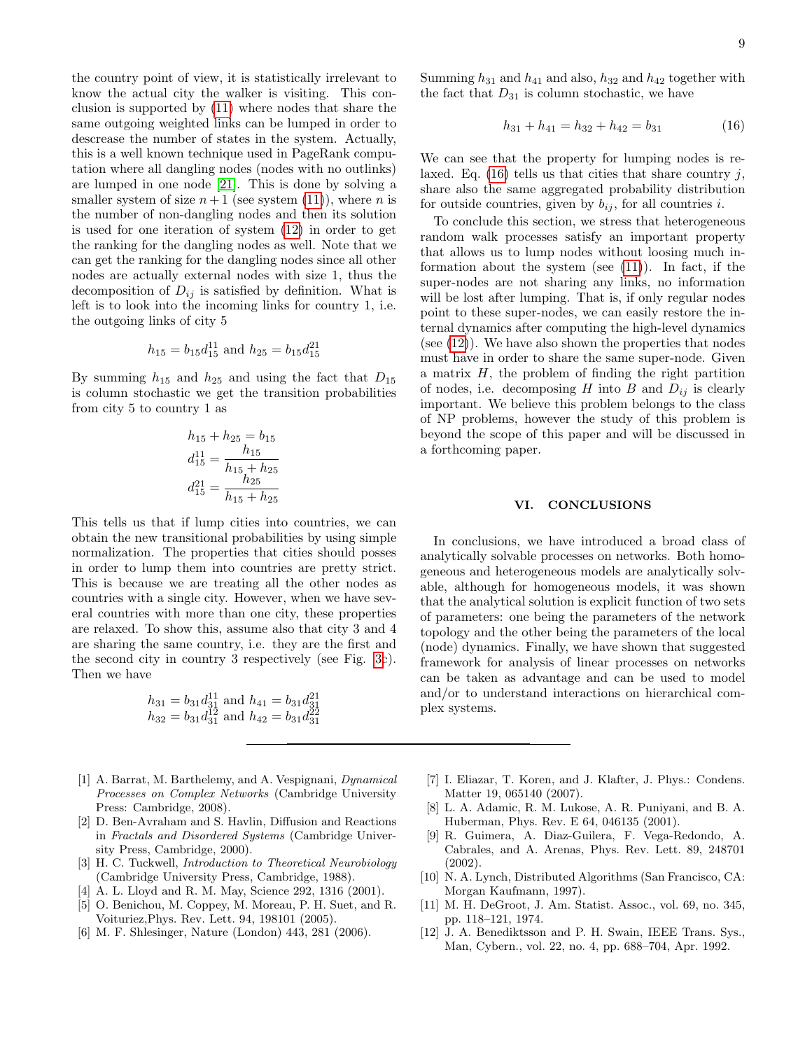the country point of view, it is statistically irrelevant to know the actual city the walker is visiting. This conclusion is supported by (11) where nodes that share the same outgoing weighted links can be lumped in order to descrease the number of states in the system. Actually, this is a well known technique used in PageRank computation where all dangling nodes (nodes with no outlinks) are lumped in one node [21]. This is done by solving a smaller system of size $n+1$ (see system (11)), where $n$ is the number of non-dangling nodes and then its solution is used for one iteration of system (12) in order to get the ranking for the dangling nodes as well. Note that we can get the ranking for the dangling nodes since all other nodes are actually external nodes with size 1, thus the decomposition of $D_{ij}$ is satisfied by definition. What is left is to look into the incoming links for country 1, i.e. the outgoing links of city 5

$$h_{15} = b_{15} d_{15}^{11} \text{ and } h_{25} = b_{15} d_{15}^{21}$$

By summing $h_{15}$ and $h_{25}$ and using the fact that $D_{15}$ is column stochastic we get the transition probabilities from city 5 to country 1 as

$$h_{15} + h_{25} = b_{15}$$
$$d_{15}^{11} = \frac{h_{15}}{h_{15} + h_{25}}$$
$$d_{15}^{21} = \frac{h_{25}}{h_{15} + h_{25}}$$

This tells us that if lump cities into countries, we can obtain the new transitional probabilities by using simple normalization. The properties that cities should posses in order to lump them into countries are pretty strict. This is because we are treating all the other nodes as countries with a single city. However, when we have several countries with more than one city, these properties are relaxed. To show this, assume also that city 3 and 4 are sharing the same country, i.e. they are the first and the second city in country 3 respectively (see Fig. 3c). Then we have

$$h_{31} = b_{31} d_{31}^{11} \text{ and } h_{41} = b_{31} d_{31}^{21}$$
$$h_{32} = b_{31} d_{31}^{12} \text{ and } h_{42} = b_{31} d_{31}^{22}$$

Summing $h_{31}$ and $h_{41}$ and also, $h_{32}$ and $h_{42}$ together with the fact that $D_{31}$ is column stochastic, we have

$$h_{31} + h_{41} = h_{32} + h_{42} = b_{31} \qquad (16)$$

We can see that the property for lumping nodes is relaxed. Eq. (16) tells us that cities that share country $j$, share also the same aggregated probability distribution for outside countries, given by $b_{ij}$, for all countries $i$.

To conclude this section, we stress that heterogeneous random walk processes satisfy an important property that allows us to lump nodes without loosing much information about the system (see (11)). In fact, if the super-nodes are not sharing any links, no information will be lost after lumping. That is, if only regular nodes point to these super-nodes, we can easily restore the internal dynamics after computing the high-level dynamics (see (12)). We have also shown the properties that nodes must have in order to share the same super-node. Given a matrix $H$, the problem of finding the right partition of nodes, i.e. decomposing $H$ into $B$ and $D_{ij}$ is clearly important. We believe this problem belongs to the class of NP problems, however the study of this problem is beyond the scope of this paper and will be discussed in a forthcoming paper.

## VI. CONCLUSIONS

In conclusions, we have introduced a broad class of analytically solvable processes on networks. Both homogeneous and heterogeneous models are analytically solvable, although for homogeneous models, it was shown that the analytical solution is explicit function of two sets of parameters: one being the parameters of the network topology and the other being the parameters of the local (node) dynamics. Finally, we have shown that suggested framework for analysis of linear processes on networks can be taken as advantage and can be used to model and/or to understand interactions on hierarchical complex systems.

---

[1] A. Barrat, M. Barthelemy, and A. Vespignani, *Dynamical Processes on Complex Networks* (Cambridge University Press: Cambridge, 2008).

[2] D. Ben-Avraham and S. Havlin, Diffusion and Reactions in *Fractals and Disordered Systems* (Cambridge University Press, Cambridge, 2000).

[3] H. C. Tuckwell, *Introduction to Theoretical Neurobiology* (Cambridge University Press, Cambridge, 1988).

[4] A. L. Lloyd and R. M. May, Science 292, 1316 (2001).

[5] O. Benichou, M. Coppey, M. Moreau, P. H. Suet, and R. Voituriez,Phys. Rev. Lett. 94, 198101 (2005).

[6] M. F. Shlesinger, Nature (London) 443, 281 (2006).

[7] I. Eliazar, T. Koren, and J. Klafter, J. Phys.: Condens. Matter 19, 065140 (2007).

[8] L. A. Adamic, R. M. Lukose, A. R. Puniyani, and B. A. Huberman, Phys. Rev. E 64, 046135 (2001).

[9] R. Guimera, A. Diaz-Guilera, F. Vega-Redondo, A. Cabrales, and A. Arenas, Phys. Rev. Lett. 89, 248701 (2002).

[10] N. A. Lynch, Distributed Algorithms (San Francisco, CA: Morgan Kaufmann, 1997).

[11] M. H. DeGroot, J. Am. Statist. Assoc., vol. 69, no. 345, pp. 118–121, 1974.

[12] J. A. Benediktsson and P. H. Swain, IEEE Trans. Sys., Man, Cybern., vol. 22, no. 4, pp. 688–704, Apr. 1992.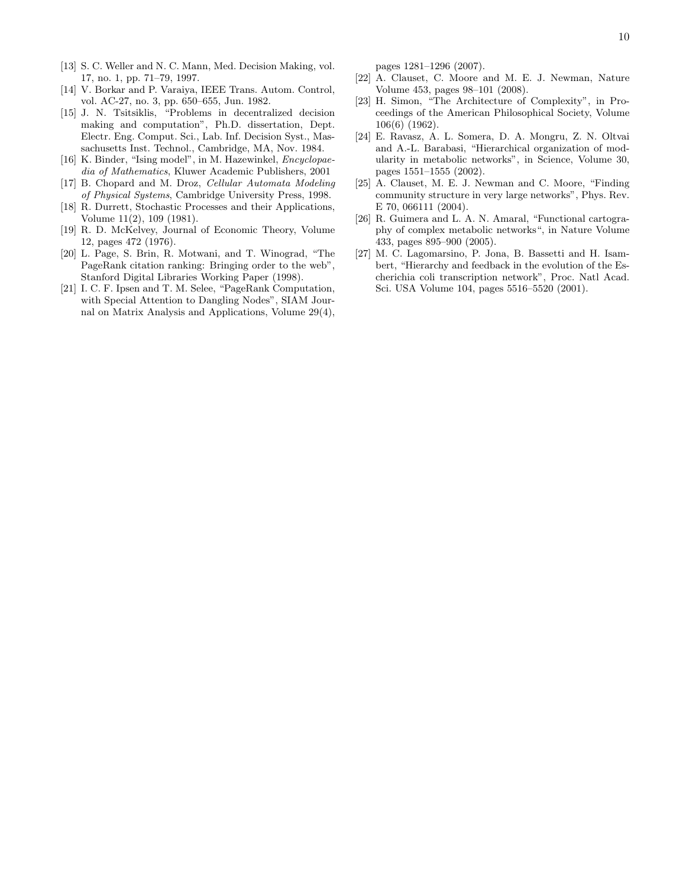[13] S. C. Weller and N. C. Mann, Med. Decision Making, vol. 17, no. 1, pp. 71–79, 1997.

[14] V. Borkar and P. Varaiya, IEEE Trans. Autom. Control, vol. AC-27, no. 3, pp. 650–655, Jun. 1982.

[15] J. N. Tsitsiklis, "Problems in decentralized decision making and computation", Ph.D. dissertation, Dept. Electr. Eng. Comput. Sci., Lab. Inf. Decision Syst., Massachusetts Inst. Technol., Cambridge, MA, Nov. 1984.

[16] K. Binder, "Ising model", in M. Hazewinkel, *Encyclopaedia of Mathematics*, Kluwer Academic Publishers, 2001

[17] B. Chopard and M. Droz, *Cellular Automata Modeling of Physical Systems*, Cambridge University Press, 1998.

[18] R. Durrett, Stochastic Processes and their Applications, Volume 11(2), 109 (1981).

[19] R. D. McKelvey, Journal of Economic Theory, Volume 12, pages 472 (1976).

[20] L. Page, S. Brin, R. Motwani, and T. Winograd, "The PageRank citation ranking: Bringing order to the web", Stanford Digital Libraries Working Paper (1998).

[21] I. C. F. Ipsen and T. M. Selee, "PageRank Computation, with Special Attention to Dangling Nodes", SIAM Journal on Matrix Analysis and Applications, Volume 29(4), pages 1281–1296 (2007).

[22] A. Clauset, C. Moore and M. E. J. Newman, Nature Volume 453, pages 98–101 (2008).

[23] H. Simon, "The Architecture of Complexity", in Proceedings of the American Philosophical Society, Volume 106(6) (1962).

[24] E. Ravasz, A. L. Somera, D. A. Mongru, Z. N. Oltvai and A.-L. Barabasi, "Hierarchical organization of modularity in metabolic networks", in Science, Volume 30, pages 1551–1555 (2002).

[25] A. Clauset, M. E. J. Newman and C. Moore, "Finding community structure in very large networks", Phys. Rev. E 70, 066111 (2004).

[26] R. Guimera and L. A. N. Amaral, "Functional cartography of complex metabolic networks", in Nature Volume 433, pages 895–900 (2005).

[27] M. C. Lagomarsino, P. Jona, B. Bassetti and H. Isambert, "Hierarchy and feedback in the evolution of the Escherichia coli transcription network", Proc. Natl Acad. Sci. USA Volume 104, pages 5516–5520 (2001).